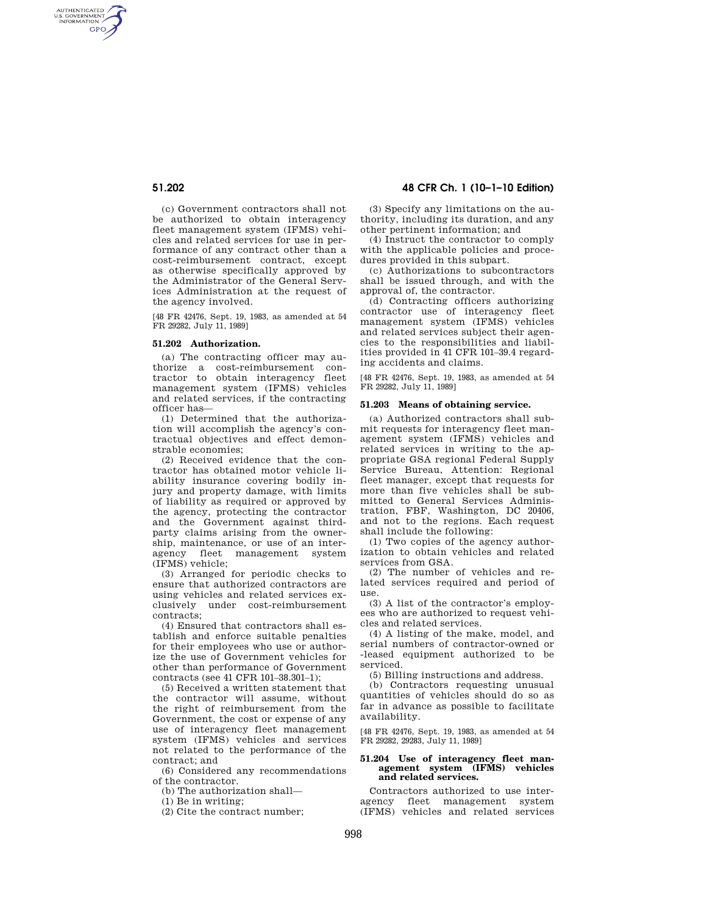(c) Government contractors shall not be authorized to obtain interagency fleet management system (IFMS) vehicles and related services for use in performance of any contract other than a cost-reimbursement contract, except as otherwise specifically approved by the Administrator of the General Services Administration at the request of the agency involved.

[48 FR 42476, Sept. 19, 1983, as amended at 54 FR 29282, July 11, 1989]

### 51.202 Authorization.

(a) The contracting officer may authorize a cost-reimbursement contractor to obtain interagency fleet management system (IFMS) vehicles and related services, if the contracting officer has—

(1) Determined that the authorization will accomplish the agency's contractual objectives and effect demonstrable economies;

(2) Received evidence that the contractor has obtained motor vehicle liability insurance covering bodily injury and property damage, with limits of liability as required or approved by the agency, protecting the contractor and the Government against third-party claims arising from the ownership, maintenance, or use of an interagency fleet management system (IFMS) vehicle;

(3) Arranged for periodic checks to ensure that authorized contractors are using vehicles and related services exclusively under cost-reimbursement contracts;

(4) Ensured that contractors shall establish and enforce suitable penalties for their employees who use or authorize the use of Government vehicles for other than performance of Government contracts (see 41 CFR 101–38.301–1);

(5) Received a written statement that the contractor will assume, without the right of reimbursement from the Government, the cost or expense of any use of interagency fleet management system (IFMS) vehicles and services not related to the performance of the contract; and

(6) Considered any recommendations of the contractor.

(b) The authorization shall—

(1) Be in writing;

(2) Cite the contract number;

(3) Specify any limitations on the authority, including its duration, and any other pertinent information; and

(4) Instruct the contractor to comply with the applicable policies and procedures provided in this subpart.

(c) Authorizations to subcontractors shall be issued through, and with the approval of, the contractor.

(d) Contracting officers authorizing contractor use of interagency fleet management system (IFMS) vehicles and related services subject their agencies to the responsibilities and liabilities provided in 41 CFR 101–39.4 regarding accidents and claims.

[48 FR 42476, Sept. 19, 1983, as amended at 54 FR 29282, July 11, 1989]

### 51.203 Means of obtaining service.

(a) Authorized contractors shall submit requests for interagency fleet management system (IFMS) vehicles and related services in writing to the appropriate GSA regional Federal Supply Service Bureau, Attention: Regional fleet manager, except that requests for more than five vehicles shall be submitted to General Services Administration, FBF, Washington, DC 20406, and not to the regions. Each request shall include the following:

(1) Two copies of the agency authorization to obtain vehicles and related services from GSA.

(2) The number of vehicles and related services required and period of use.

(3) A list of the contractor's employees who are authorized to request vehicles and related services.

(4) A listing of the make, model, and serial numbers of contractor-owned or -leased equipment authorized to be serviced.

(5) Billing instructions and address.

(b) Contractors requesting unusual quantities of vehicles should do so as far in advance as possible to facilitate availability.

[48 FR 42476, Sept. 19, 1983, as amended at 54 FR 29282, 29283, July 11, 1989]

### 51.204 Use of interagency fleet management system (IFMS) vehicles and related services.

Contractors authorized to use interagency fleet management system (IFMS) vehicles and related services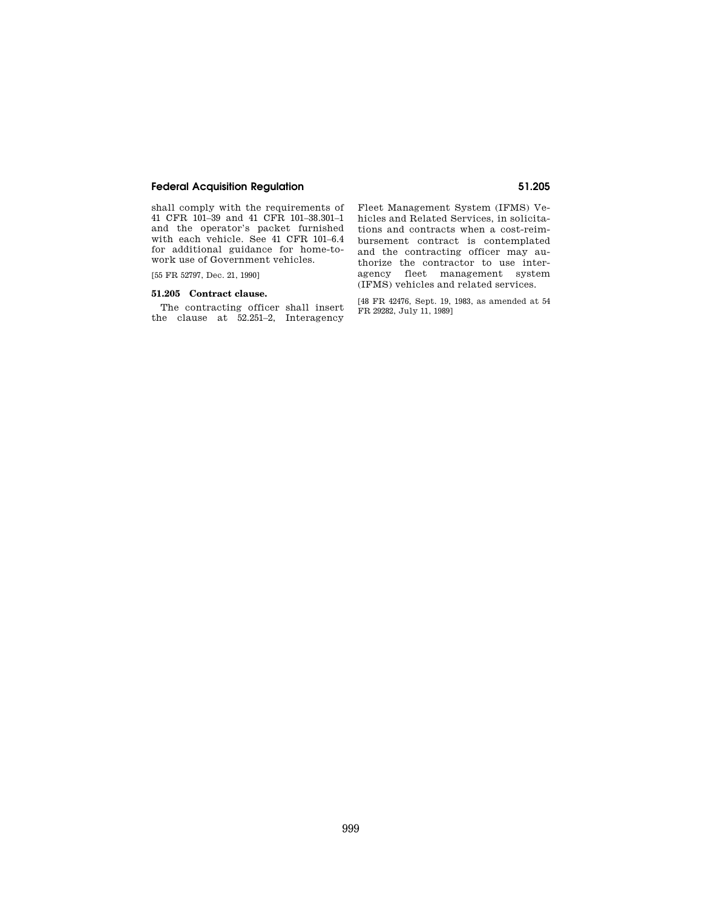shall comply with the requirements of 41 CFR 101–39 and 41 CFR 101–38.301–1 and the operator's packet furnished with each vehicle. See 41 CFR 101–6.4 for additional guidance for home-to-work use of Government vehicles.

[55 FR 52797, Dec. 21, 1990]

**51.205 Contract clause.**

The contracting officer shall insert the clause at 52.251–2, Interagency Fleet Management System (IFMS) Vehicles and Related Services, in solicitations and contracts when a cost-reimbursement contract is contemplated and the contracting officer may authorize the contractor to use interagency fleet management system (IFMS) vehicles and related services.

[48 FR 42476, Sept. 19, 1983, as amended at 54 FR 29282, July 11, 1989]